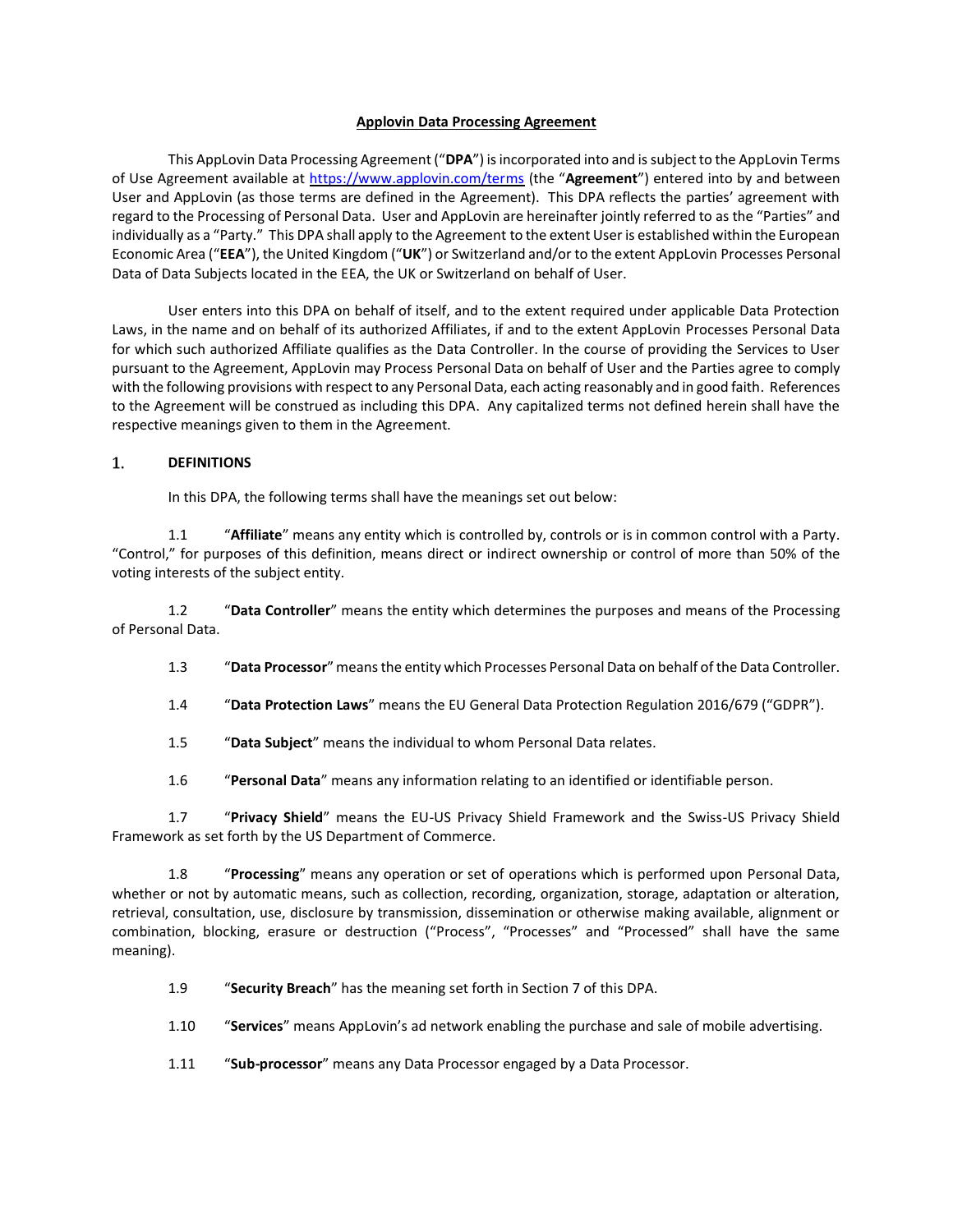# Applovin Data Processing Agreement

This AppLovin Data Processing Agreement ("**DPA**") is incorporated into and is subject to the AppLovin Terms of Use Agreement available at [https://www.applovin.com/terms](https://www.applovin.com/terms) (the "**Agreement**") entered into by and between User and AppLovin (as those terms are defined in the Agreement). This DPA reflects the parties' agreement with regard to the Processing of Personal Data. User and AppLovin are hereinafter jointly referred to as the "Parties" and individually as a "Party." This DPA shall apply to the Agreement to the extent User is established within the European Economic Area ("**EEA**"), the United Kingdom ("**UK**") or Switzerland and/or to the extent AppLovin Processes Personal Data of Data Subjects located in the EEA, the UK or Switzerland on behalf of User.

User enters into this DPA on behalf of itself, and to the extent required under applicable Data Protection Laws, in the name and on behalf of its authorized Affiliates, if and to the extent AppLovin Processes Personal Data for which such authorized Affiliate qualifies as the Data Controller. In the course of providing the Services to User pursuant to the Agreement, AppLovin may Process Personal Data on behalf of User and the Parties agree to comply with the following provisions with respect to any Personal Data, each acting reasonably and in good faith. References to the Agreement will be construed as including this DPA. Any capitalized terms not defined herein shall have the respective meanings given to them in the Agreement.

## 1. DEFINITIONS

In this DPA, the following terms shall have the meanings set out below:

1.1 "**Affiliate**" means any entity which is controlled by, controls or is in common control with a Party. "Control," for purposes of this definition, means direct or indirect ownership or control of more than 50% of the voting interests of the subject entity.

1.2 "**Data Controller**" means the entity which determines the purposes and means of the Processing of Personal Data.

1.3 "**Data Processor**" means the entity which Processes Personal Data on behalf of the Data Controller.

1.4 "**Data Protection Laws**" means the EU General Data Protection Regulation 2016/679 ("GDPR").

1.5 "**Data Subject**" means the individual to whom Personal Data relates.

1.6 "**Personal Data**" means any information relating to an identified or identifiable person.

1.7 "**Privacy Shield**" means the EU-US Privacy Shield Framework and the Swiss-US Privacy Shield Framework as set forth by the US Department of Commerce.

1.8 "**Processing**" means any operation or set of operations which is performed upon Personal Data, whether or not by automatic means, such as collection, recording, organization, storage, adaptation or alteration, retrieval, consultation, use, disclosure by transmission, dissemination or otherwise making available, alignment or combination, blocking, erasure or destruction ("Process", "Processes" and "Processed" shall have the same meaning).

1.9 "**Security Breach**" has the meaning set forth in Section 7 of this DPA.

1.10 "**Services**" means AppLovin's ad network enabling the purchase and sale of mobile advertising.

1.11 "**Sub-processor**" means any Data Processor engaged by a Data Processor.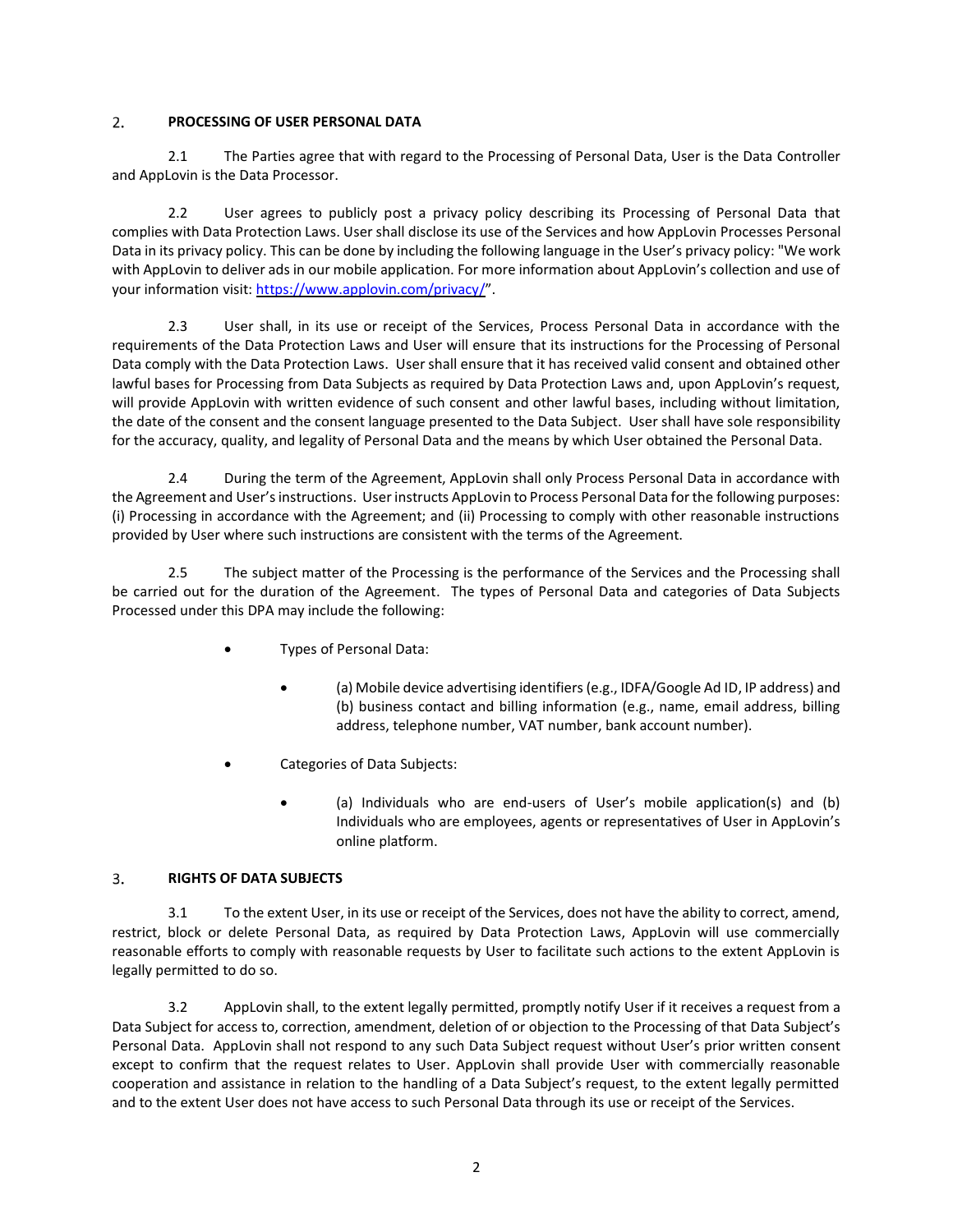## 2. PROCESSING OF USER PERSONAL DATA

2.1 The Parties agree that with regard to the Processing of Personal Data, User is the Data Controller and AppLovin is the Data Processor.

2.2 User agrees to publicly post a privacy policy describing its Processing of Personal Data that complies with Data Protection Laws. User shall disclose its use of the Services and how AppLovin Processes Personal Data in its privacy policy. This can be done by including the following language in the User's privacy policy: "We work with AppLovin to deliver ads in our mobile application. For more information about AppLovin's collection and use of your information visit: [https://www.applovin.com/privacy/](https://www.applovin.com/privacy/)".

2.3 User shall, in its use or receipt of the Services, Process Personal Data in accordance with the requirements of the Data Protection Laws and User will ensure that its instructions for the Processing of Personal Data comply with the Data Protection Laws. User shall ensure that it has received valid consent and obtained other lawful bases for Processing from Data Subjects as required by Data Protection Laws and, upon AppLovin's request, will provide AppLovin with written evidence of such consent and other lawful bases, including without limitation, the date of the consent and the consent language presented to the Data Subject. User shall have sole responsibility for the accuracy, quality, and legality of Personal Data and the means by which User obtained the Personal Data.

2.4 During the term of the Agreement, AppLovin shall only Process Personal Data in accordance with the Agreement and User's instructions. User instructs AppLovin to Process Personal Data for the following purposes: (i) Processing in accordance with the Agreement; and (ii) Processing to comply with other reasonable instructions provided by User where such instructions are consistent with the terms of the Agreement.

2.5 The subject matter of the Processing is the performance of the Services and the Processing shall be carried out for the duration of the Agreement. The types of Personal Data and categories of Data Subjects Processed under this DPA may include the following:

- Types of Personal Data:
  - (a) Mobile device advertising identifiers (e.g., IDFA/Google Ad ID, IP address) and (b) business contact and billing information (e.g., name, email address, billing address, telephone number, VAT number, bank account number).
- Categories of Data Subjects:
  - (a) Individuals who are end-users of User's mobile application(s) and (b) Individuals who are employees, agents or representatives of User in AppLovin's online platform.

## 3. RIGHTS OF DATA SUBJECTS

3.1 To the extent User, in its use or receipt of the Services, does not have the ability to correct, amend, restrict, block or delete Personal Data, as required by Data Protection Laws, AppLovin will use commercially reasonable efforts to comply with reasonable requests by User to facilitate such actions to the extent AppLovin is legally permitted to do so.

3.2 AppLovin shall, to the extent legally permitted, promptly notify User if it receives a request from a Data Subject for access to, correction, amendment, deletion of or objection to the Processing of that Data Subject's Personal Data. AppLovin shall not respond to any such Data Subject request without User's prior written consent except to confirm that the request relates to User. AppLovin shall provide User with commercially reasonable cooperation and assistance in relation to the handling of a Data Subject's request, to the extent legally permitted and to the extent User does not have access to such Personal Data through its use or receipt of the Services.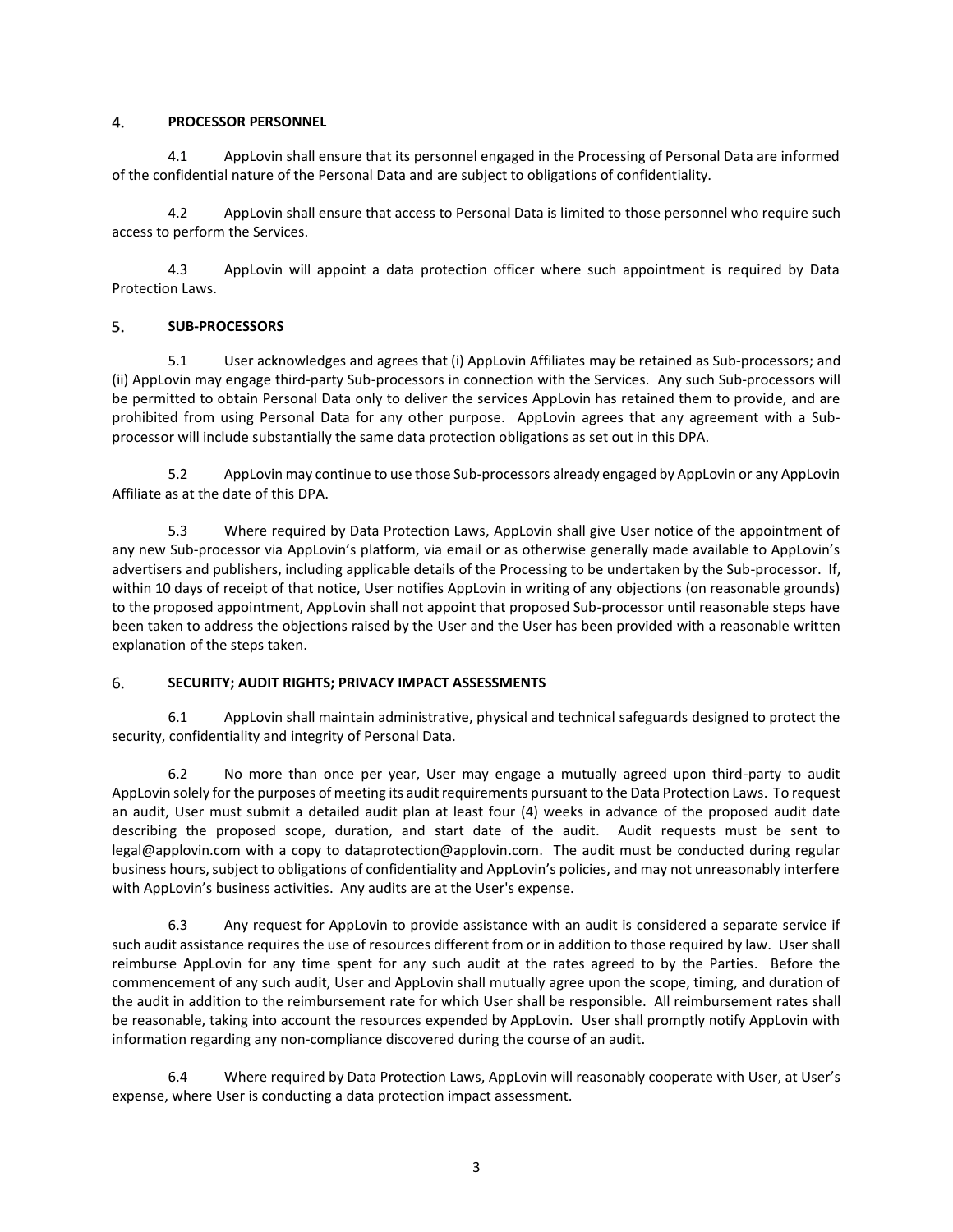## 4. PROCESSOR PERSONNEL

4.1 AppLovin shall ensure that its personnel engaged in the Processing of Personal Data are informed of the confidential nature of the Personal Data and are subject to obligations of confidentiality.

4.2 AppLovin shall ensure that access to Personal Data is limited to those personnel who require such access to perform the Services.

4.3 AppLovin will appoint a data protection officer where such appointment is required by Data Protection Laws.

## 5. SUB-PROCESSORS

5.1 User acknowledges and agrees that (i) AppLovin Affiliates may be retained as Sub-processors; and (ii) AppLovin may engage third-party Sub-processors in connection with the Services. Any such Sub-processors will be permitted to obtain Personal Data only to deliver the services AppLovin has retained them to provide, and are prohibited from using Personal Data for any other purpose. AppLovin agrees that any agreement with a Sub-processor will include substantially the same data protection obligations as set out in this DPA.

5.2 AppLovin may continue to use those Sub-processors already engaged by AppLovin or any AppLovin Affiliate as at the date of this DPA.

5.3 Where required by Data Protection Laws, AppLovin shall give User notice of the appointment of any new Sub-processor via AppLovin's platform, via email or as otherwise generally made available to AppLovin's advertisers and publishers, including applicable details of the Processing to be undertaken by the Sub-processor. If, within 10 days of receipt of that notice, User notifies AppLovin in writing of any objections (on reasonable grounds) to the proposed appointment, AppLovin shall not appoint that proposed Sub-processor until reasonable steps have been taken to address the objections raised by the User and the User has been provided with a reasonable written explanation of the steps taken.

## 6. SECURITY; AUDIT RIGHTS; PRIVACY IMPACT ASSESSMENTS

6.1 AppLovin shall maintain administrative, physical and technical safeguards designed to protect the security, confidentiality and integrity of Personal Data.

6.2 No more than once per year, User may engage a mutually agreed upon third-party to audit AppLovin solely for the purposes of meeting its audit requirements pursuant to the Data Protection Laws. To request an audit, User must submit a detailed audit plan at least four (4) weeks in advance of the proposed audit date describing the proposed scope, duration, and start date of the audit. Audit requests must be sent to legal@applovin.com with a copy to dataprotection@applovin.com. The audit must be conducted during regular business hours, subject to obligations of confidentiality and AppLovin's policies, and may not unreasonably interfere with AppLovin's business activities. Any audits are at the User's expense.

6.3 Any request for AppLovin to provide assistance with an audit is considered a separate service if such audit assistance requires the use of resources different from or in addition to those required by law. User shall reimburse AppLovin for any time spent for any such audit at the rates agreed to by the Parties. Before the commencement of any such audit, User and AppLovin shall mutually agree upon the scope, timing, and duration of the audit in addition to the reimbursement rate for which User shall be responsible. All reimbursement rates shall be reasonable, taking into account the resources expended by AppLovin. User shall promptly notify AppLovin with information regarding any non-compliance discovered during the course of an audit.

6.4 Where required by Data Protection Laws, AppLovin will reasonably cooperate with User, at User's expense, where User is conducting a data protection impact assessment.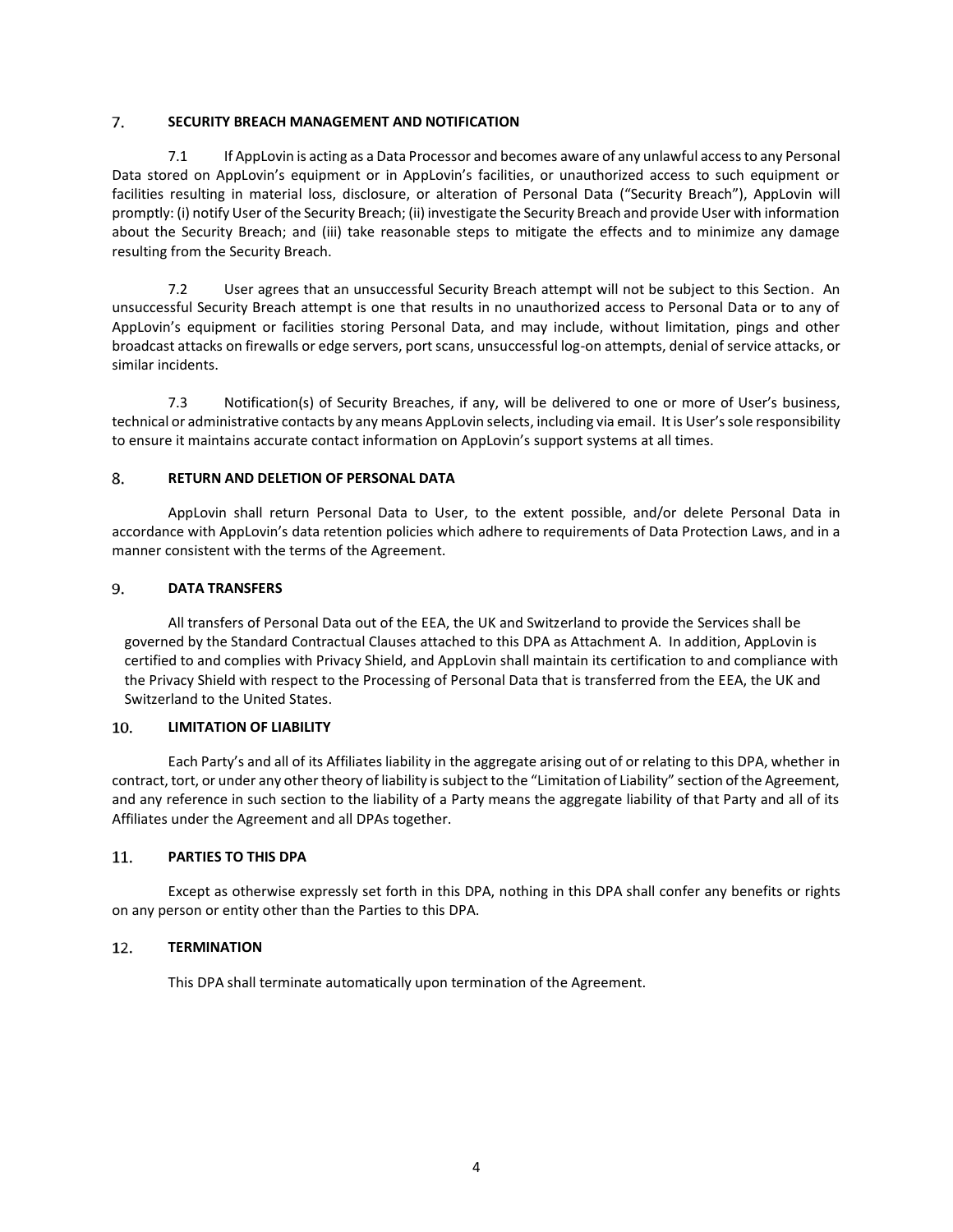## 7. SECURITY BREACH MANAGEMENT AND NOTIFICATION

7.1 If AppLovin is acting as a Data Processor and becomes aware of any unlawful access to any Personal Data stored on AppLovin's equipment or in AppLovin's facilities, or unauthorized access to such equipment or facilities resulting in material loss, disclosure, or alteration of Personal Data ("Security Breach"), AppLovin will promptly: (i) notify User of the Security Breach; (ii) investigate the Security Breach and provide User with information about the Security Breach; and (iii) take reasonable steps to mitigate the effects and to minimize any damage resulting from the Security Breach.

7.2 User agrees that an unsuccessful Security Breach attempt will not be subject to this Section. An unsuccessful Security Breach attempt is one that results in no unauthorized access to Personal Data or to any of AppLovin's equipment or facilities storing Personal Data, and may include, without limitation, pings and other broadcast attacks on firewalls or edge servers, port scans, unsuccessful log-on attempts, denial of service attacks, or similar incidents.

7.3 Notification(s) of Security Breaches, if any, will be delivered to one or more of User's business, technical or administrative contacts by any means AppLovin selects, including via email. It is User's sole responsibility to ensure it maintains accurate contact information on AppLovin's support systems at all times.

## 8. RETURN AND DELETION OF PERSONAL DATA

AppLovin shall return Personal Data to User, to the extent possible, and/or delete Personal Data in accordance with AppLovin's data retention policies which adhere to requirements of Data Protection Laws, and in a manner consistent with the terms of the Agreement.

## 9. DATA TRANSFERS

All transfers of Personal Data out of the EEA, the UK and Switzerland to provide the Services shall be governed by the Standard Contractual Clauses attached to this DPA as Attachment A. In addition, AppLovin is certified to and complies with Privacy Shield, and AppLovin shall maintain its certification to and compliance with the Privacy Shield with respect to the Processing of Personal Data that is transferred from the EEA, the UK and Switzerland to the United States.

## 10. LIMITATION OF LIABILITY

Each Party's and all of its Affiliates liability in the aggregate arising out of or relating to this DPA, whether in contract, tort, or under any other theory of liability is subject to the "Limitation of Liability" section of the Agreement, and any reference in such section to the liability of a Party means the aggregate liability of that Party and all of its Affiliates under the Agreement and all DPAs together.

## 11. PARTIES TO THIS DPA

Except as otherwise expressly set forth in this DPA, nothing in this DPA shall confer any benefits or rights on any person or entity other than the Parties to this DPA.

## 12. TERMINATION

This DPA shall terminate automatically upon termination of the Agreement.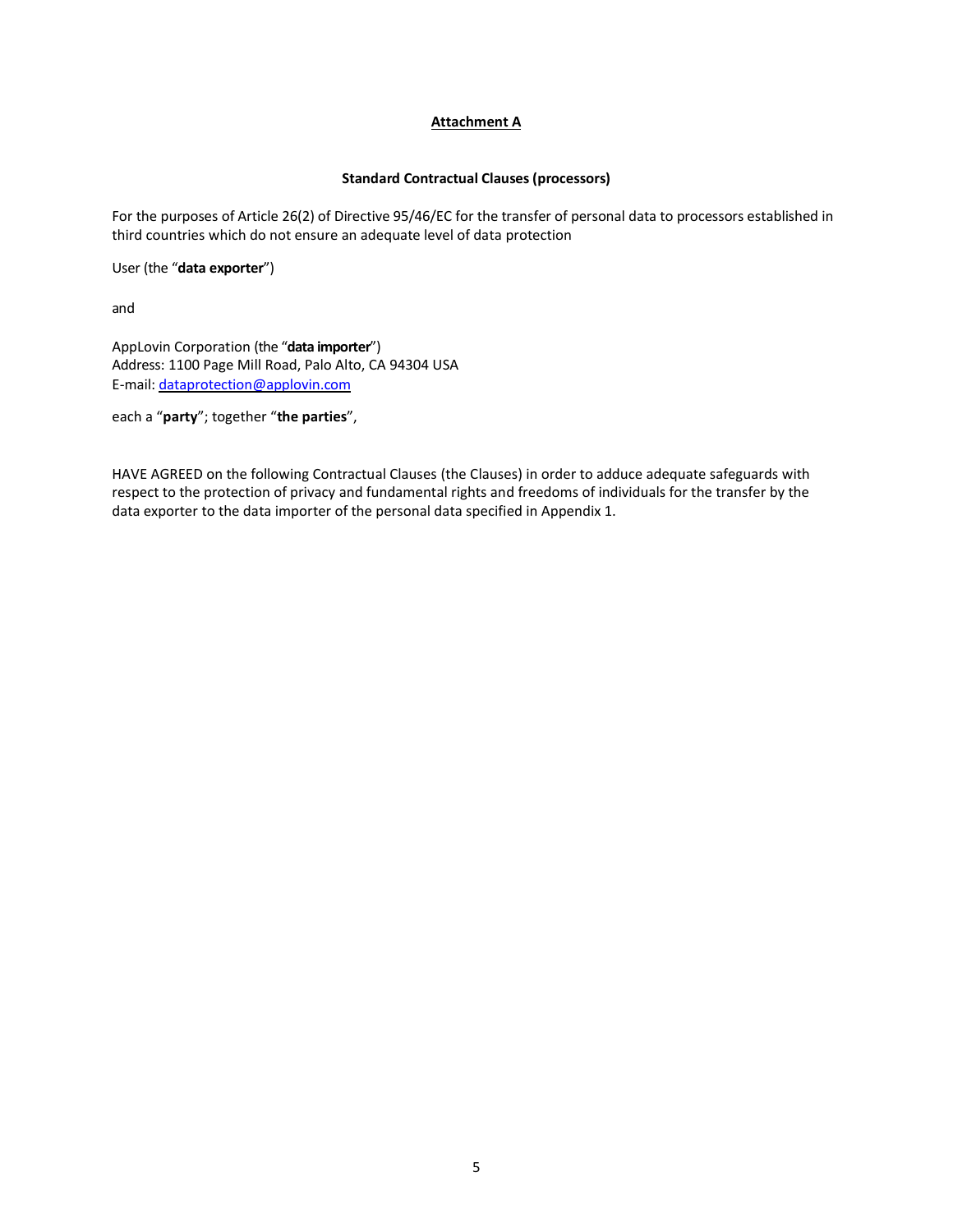## Attachment A

### Standard Contractual Clauses (processors)

For the purposes of Article 26(2) of Directive 95/46/EC for the transfer of personal data to processors established in third countries which do not ensure an adequate level of data protection

User (the "**data exporter**")

and

AppLovin Corporation (the "**data importer**")
Address: 1100 Page Mill Road, Palo Alto, CA 94304 USA
E-mail: dataprotection@applovin.com

each a "**party**"; together "**the parties**",

HAVE AGREED on the following Contractual Clauses (the Clauses) in order to adduce adequate safeguards with respect to the protection of privacy and fundamental rights and freedoms of individuals for the transfer by the data exporter to the data importer of the personal data specified in Appendix 1.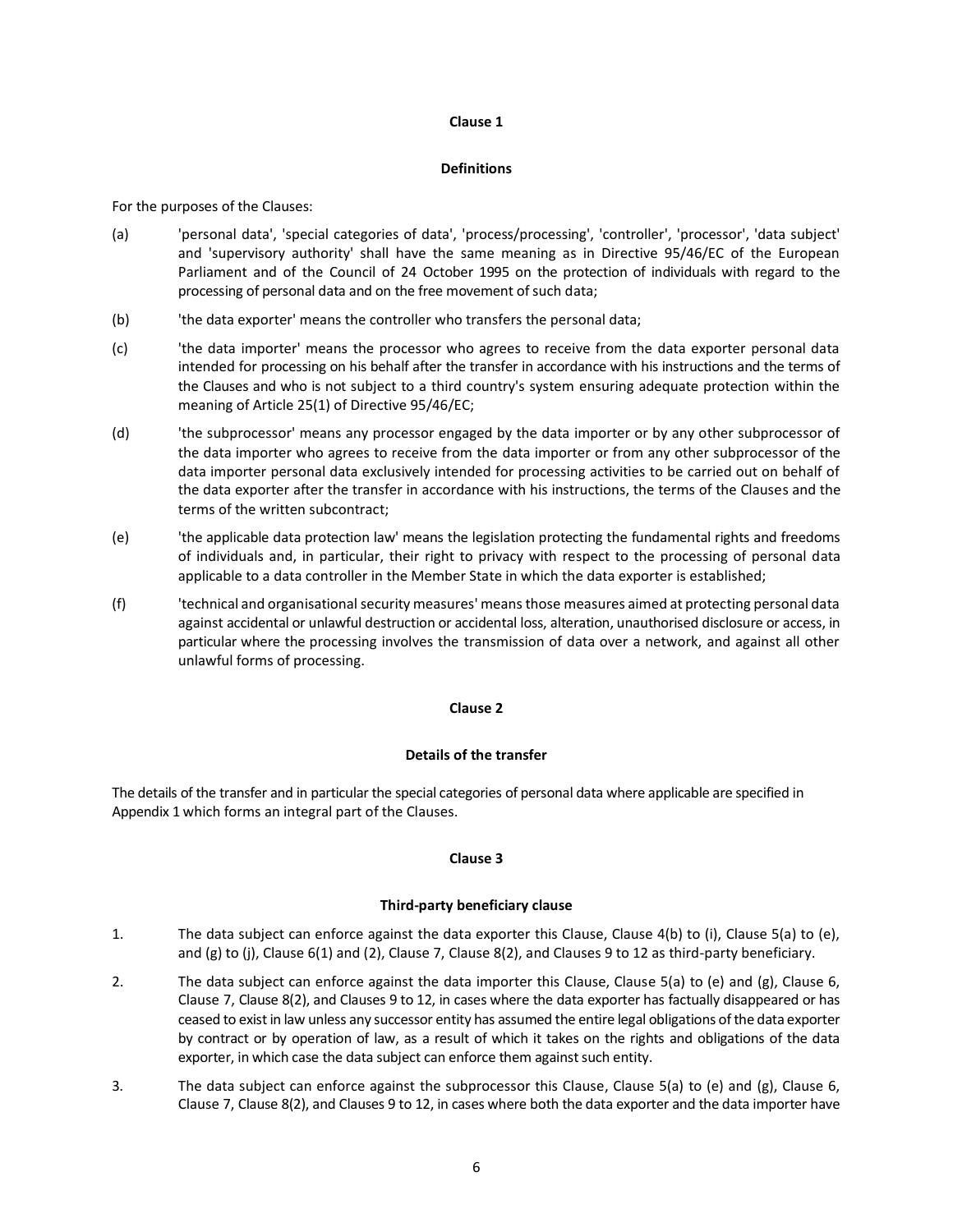## Clause 1

### Definitions

For the purposes of the Clauses:

(a) 'personal data', 'special categories of data', 'process/processing', 'controller', 'processor', 'data subject' and 'supervisory authority' shall have the same meaning as in Directive 95/46/EC of the European Parliament and of the Council of 24 October 1995 on the protection of individuals with regard to the processing of personal data and on the free movement of such data;

(b) 'the data exporter' means the controller who transfers the personal data;

(c) 'the data importer' means the processor who agrees to receive from the data exporter personal data intended for processing on his behalf after the transfer in accordance with his instructions and the terms of the Clauses and who is not subject to a third country's system ensuring adequate protection within the meaning of Article 25(1) of Directive 95/46/EC;

(d) 'the subprocessor' means any processor engaged by the data importer or by any other subprocessor of the data importer who agrees to receive from the data importer or from any other subprocessor of the data importer personal data exclusively intended for processing activities to be carried out on behalf of the data exporter after the transfer in accordance with his instructions, the terms of the Clauses and the terms of the written subcontract;

(e) 'the applicable data protection law' means the legislation protecting the fundamental rights and freedoms of individuals and, in particular, their right to privacy with respect to the processing of personal data applicable to a data controller in the Member State in which the data exporter is established;

(f) 'technical and organisational security measures' means those measures aimed at protecting personal data against accidental or unlawful destruction or accidental loss, alteration, unauthorised disclosure or access, in particular where the processing involves the transmission of data over a network, and against all other unlawful forms of processing.

## Clause 2

### Details of the transfer

The details of the transfer and in particular the special categories of personal data where applicable are specified in Appendix 1 which forms an integral part of the Clauses.

## Clause 3

### Third-party beneficiary clause

1. The data subject can enforce against the data exporter this Clause, Clause 4(b) to (i), Clause 5(a) to (e), and (g) to (j), Clause 6(1) and (2), Clause 7, Clause 8(2), and Clauses 9 to 12 as third-party beneficiary.

2. The data subject can enforce against the data importer this Clause, Clause 5(a) to (e) and (g), Clause 6, Clause 7, Clause 8(2), and Clauses 9 to 12, in cases where the data exporter has factually disappeared or has ceased to exist in law unless any successor entity has assumed the entire legal obligations of the data exporter by contract or by operation of law, as a result of which it takes on the rights and obligations of the data exporter, in which case the data subject can enforce them against such entity.

3. The data subject can enforce against the subprocessor this Clause, Clause 5(a) to (e) and (g), Clause 6, Clause 7, Clause 8(2), and Clauses 9 to 12, in cases where both the data exporter and the data importer have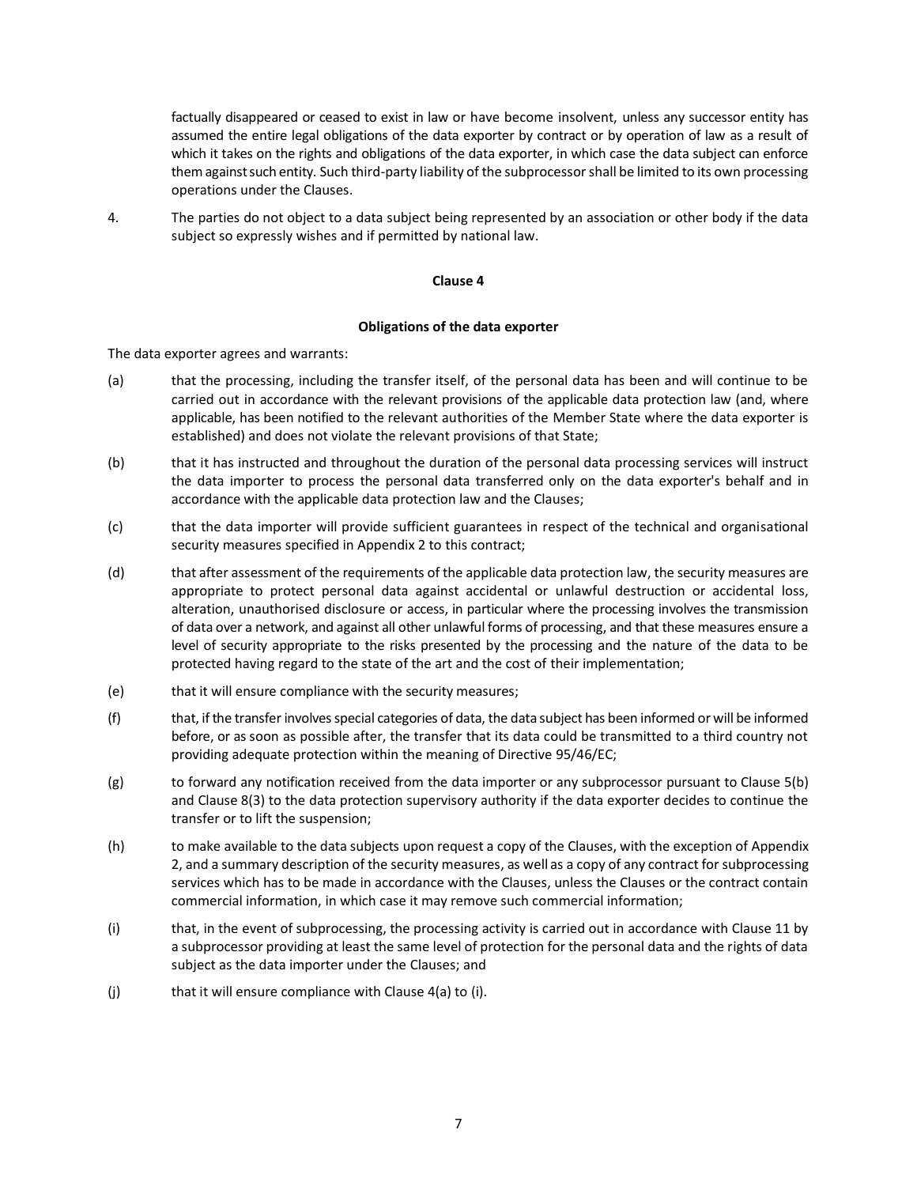factually disappeared or ceased to exist in law or have become insolvent, unless any successor entity has assumed the entire legal obligations of the data exporter by contract or by operation of law as a result of which it takes on the rights and obligations of the data exporter, in which case the data subject can enforce them against such entity. Such third-party liability of the subprocessor shall be limited to its own processing operations under the Clauses.

4. The parties do not object to a data subject being represented by an association or other body if the data subject so expressly wishes and if permitted by national law.

**Clause 4**

**Obligations of the data exporter**

The data exporter agrees and warrants:

(a) that the processing, including the transfer itself, of the personal data has been and will continue to be carried out in accordance with the relevant provisions of the applicable data protection law (and, where applicable, has been notified to the relevant authorities of the Member State where the data exporter is established) and does not violate the relevant provisions of that State;

(b) that it has instructed and throughout the duration of the personal data processing services will instruct the data importer to process the personal data transferred only on the data exporter's behalf and in accordance with the applicable data protection law and the Clauses;

(c) that the data importer will provide sufficient guarantees in respect of the technical and organisational security measures specified in Appendix 2 to this contract;

(d) that after assessment of the requirements of the applicable data protection law, the security measures are appropriate to protect personal data against accidental or unlawful destruction or accidental loss, alteration, unauthorised disclosure or access, in particular where the processing involves the transmission of data over a network, and against all other unlawful forms of processing, and that these measures ensure a level of security appropriate to the risks presented by the processing and the nature of the data to be protected having regard to the state of the art and the cost of their implementation;

(e) that it will ensure compliance with the security measures;

(f) that, if the transfer involves special categories of data, the data subject has been informed or will be informed before, or as soon as possible after, the transfer that its data could be transmitted to a third country not providing adequate protection within the meaning of Directive 95/46/EC;

(g) to forward any notification received from the data importer or any subprocessor pursuant to Clause 5(b) and Clause 8(3) to the data protection supervisory authority if the data exporter decides to continue the transfer or to lift the suspension;

(h) to make available to the data subjects upon request a copy of the Clauses, with the exception of Appendix 2, and a summary description of the security measures, as well as a copy of any contract for subprocessing services which has to be made in accordance with the Clauses, unless the Clauses or the contract contain commercial information, in which case it may remove such commercial information;

(i) that, in the event of subprocessing, the processing activity is carried out in accordance with Clause 11 by a subprocessor providing at least the same level of protection for the personal data and the rights of data subject as the data importer under the Clauses; and

(j) that it will ensure compliance with Clause 4(a) to (i).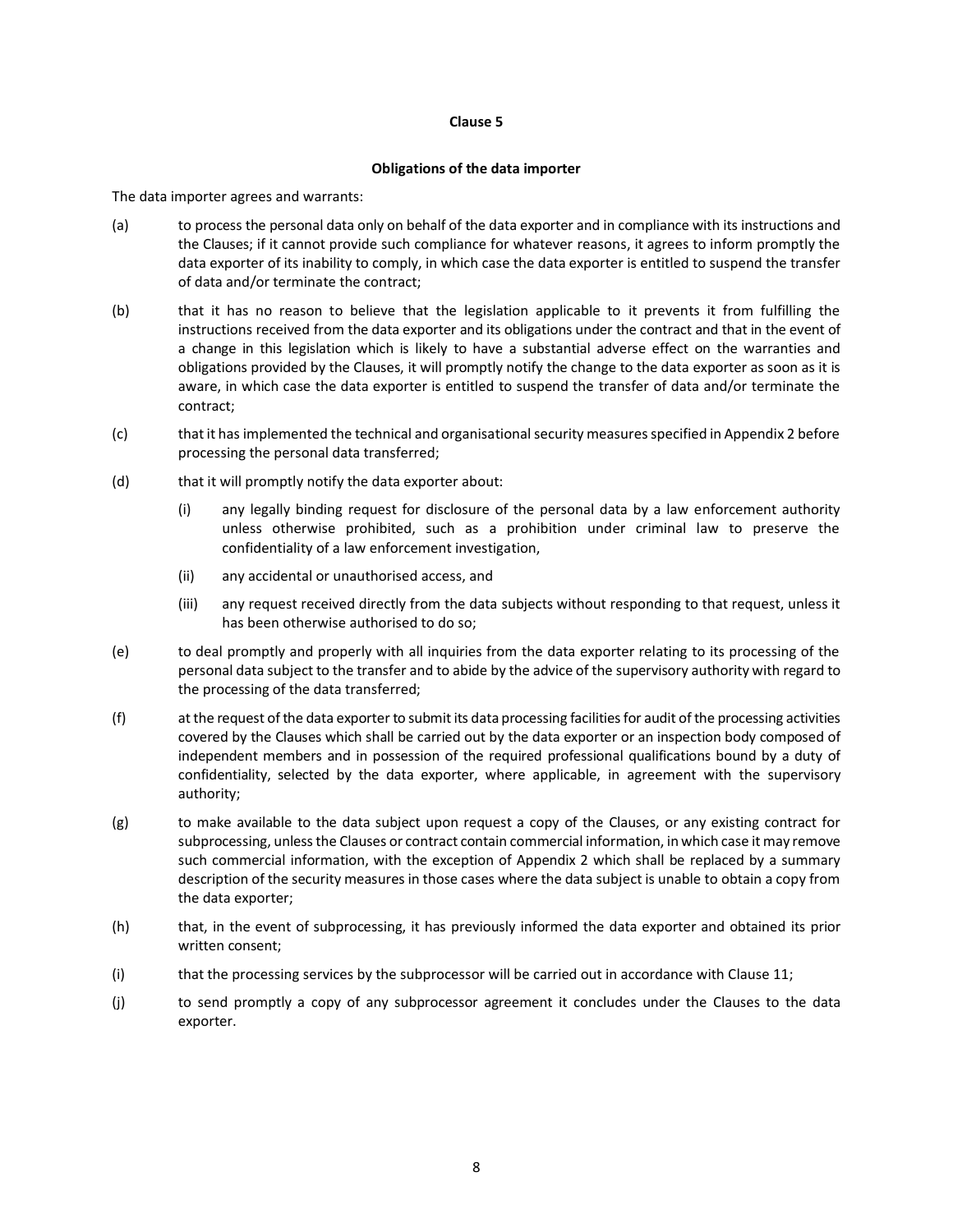**Clause 5**

**Obligations of the data importer**

The data importer agrees and warrants:

(a) to process the personal data only on behalf of the data exporter and in compliance with its instructions and the Clauses; if it cannot provide such compliance for whatever reasons, it agrees to inform promptly the data exporter of its inability to comply, in which case the data exporter is entitled to suspend the transfer of data and/or terminate the contract;

(b) that it has no reason to believe that the legislation applicable to it prevents it from fulfilling the instructions received from the data exporter and its obligations under the contract and that in the event of a change in this legislation which is likely to have a substantial adverse effect on the warranties and obligations provided by the Clauses, it will promptly notify the change to the data exporter as soon as it is aware, in which case the data exporter is entitled to suspend the transfer of data and/or terminate the contract;

(c) that it has implemented the technical and organisational security measures specified in Appendix 2 before processing the personal data transferred;

(d) that it will promptly notify the data exporter about:

   (i) any legally binding request for disclosure of the personal data by a law enforcement authority unless otherwise prohibited, such as a prohibition under criminal law to preserve the confidentiality of a law enforcement investigation,

   (ii) any accidental or unauthorised access, and

   (iii) any request received directly from the data subjects without responding to that request, unless it has been otherwise authorised to do so;

(e) to deal promptly and properly with all inquiries from the data exporter relating to its processing of the personal data subject to the transfer and to abide by the advice of the supervisory authority with regard to the processing of the data transferred;

(f) at the request of the data exporter to submit its data processing facilities for audit of the processing activities covered by the Clauses which shall be carried out by the data exporter or an inspection body composed of independent members and in possession of the required professional qualifications bound by a duty of confidentiality, selected by the data exporter, where applicable, in agreement with the supervisory authority;

(g) to make available to the data subject upon request a copy of the Clauses, or any existing contract for subprocessing, unless the Clauses or contract contain commercial information, in which case it may remove such commercial information, with the exception of Appendix 2 which shall be replaced by a summary description of the security measures in those cases where the data subject is unable to obtain a copy from the data exporter;

(h) that, in the event of subprocessing, it has previously informed the data exporter and obtained its prior written consent;

(i) that the processing services by the subprocessor will be carried out in accordance with Clause 11;

(j) to send promptly a copy of any subprocessor agreement it concludes under the Clauses to the data exporter.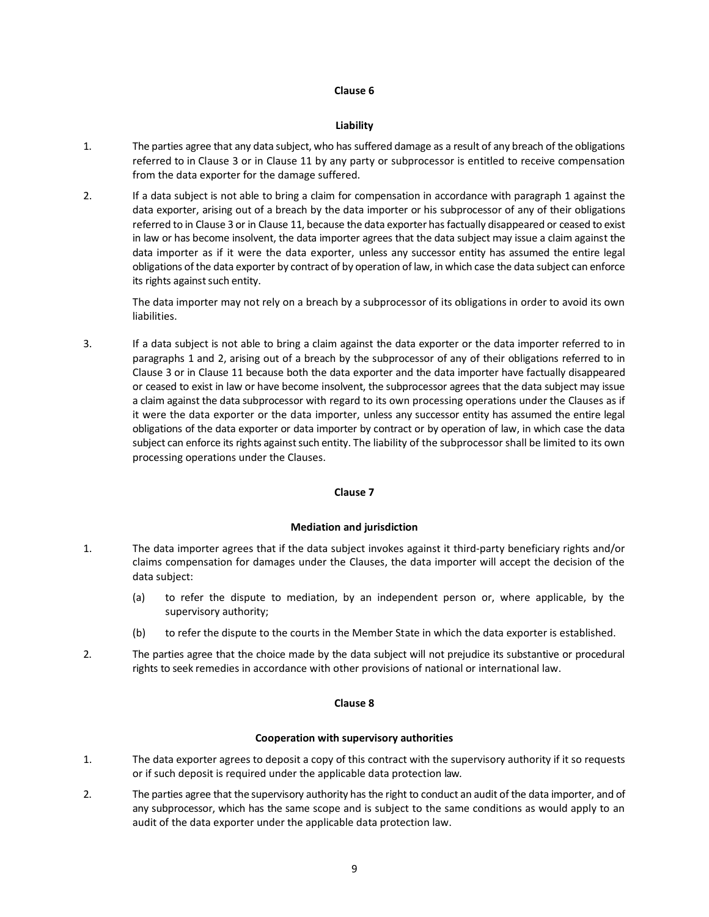## Clause 6

### Liability

1. The parties agree that any data subject, who has suffered damage as a result of any breach of the obligations referred to in Clause 3 or in Clause 11 by any party or subprocessor is entitled to receive compensation from the data exporter for the damage suffered.

2. If a data subject is not able to bring a claim for compensation in accordance with paragraph 1 against the data exporter, arising out of a breach by the data importer or his subprocessor of any of their obligations referred to in Clause 3 or in Clause 11, because the data exporter has factually disappeared or ceased to exist in law or has become insolvent, the data importer agrees that the data subject may issue a claim against the data importer as if it were the data exporter, unless any successor entity has assumed the entire legal obligations of the data exporter by contract of by operation of law, in which case the data subject can enforce its rights against such entity.

   The data importer may not rely on a breach by a subprocessor of its obligations in order to avoid its own liabilities.

3. If a data subject is not able to bring a claim against the data exporter or the data importer referred to in paragraphs 1 and 2, arising out of a breach by the subprocessor of any of their obligations referred to in Clause 3 or in Clause 11 because both the data exporter and the data importer have factually disappeared or ceased to exist in law or have become insolvent, the subprocessor agrees that the data subject may issue a claim against the data subprocessor with regard to its own processing operations under the Clauses as if it were the data exporter or the data importer, unless any successor entity has assumed the entire legal obligations of the data exporter or data importer by contract or by operation of law, in which case the data subject can enforce its rights against such entity. The liability of the subprocessor shall be limited to its own processing operations under the Clauses.

## Clause 7

### Mediation and jurisdiction

1. The data importer agrees that if the data subject invokes against it third-party beneficiary rights and/or claims compensation for damages under the Clauses, the data importer will accept the decision of the data subject:

   (a) to refer the dispute to mediation, by an independent person or, where applicable, by the supervisory authority;

   (b) to refer the dispute to the courts in the Member State in which the data exporter is established.

2. The parties agree that the choice made by the data subject will not prejudice its substantive or procedural rights to seek remedies in accordance with other provisions of national or international law.

## Clause 8

### Cooperation with supervisory authorities

1. The data exporter agrees to deposit a copy of this contract with the supervisory authority if it so requests or if such deposit is required under the applicable data protection law.

2. The parties agree that the supervisory authority has the right to conduct an audit of the data importer, and of any subprocessor, which has the same scope and is subject to the same conditions as would apply to an audit of the data exporter under the applicable data protection law.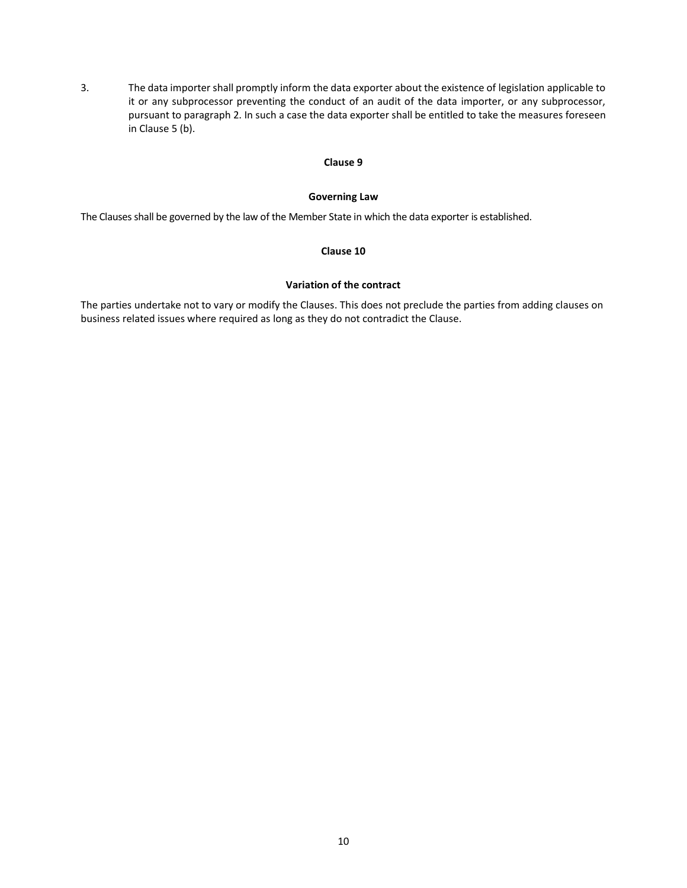3. The data importer shall promptly inform the data exporter about the existence of legislation applicable to it or any subprocessor preventing the conduct of an audit of the data importer, or any subprocessor, pursuant to paragraph 2. In such a case the data exporter shall be entitled to take the measures foreseen in Clause 5 (b).

**Clause 9**

**Governing Law**

The Clauses shall be governed by the law of the Member State in which the data exporter is established.

**Clause 10**

**Variation of the contract**

The parties undertake not to vary or modify the Clauses. This does not preclude the parties from adding clauses on business related issues where required as long as they do not contradict the Clause.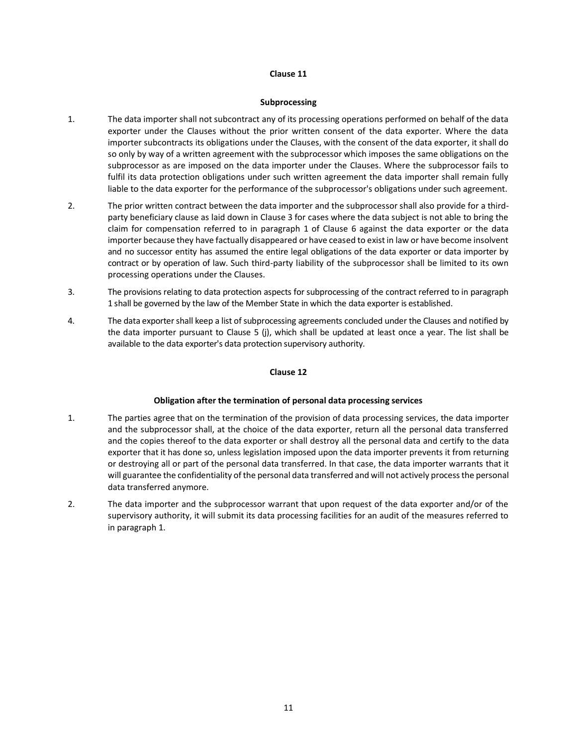**Clause 11**

**Subprocessing**

1. The data importer shall not subcontract any of its processing operations performed on behalf of the data exporter under the Clauses without the prior written consent of the data exporter. Where the data importer subcontracts its obligations under the Clauses, with the consent of the data exporter, it shall do so only by way of a written agreement with the subprocessor which imposes the same obligations on the subprocessor as are imposed on the data importer under the Clauses. Where the subprocessor fails to fulfil its data protection obligations under such written agreement the data importer shall remain fully liable to the data exporter for the performance of the subprocessor's obligations under such agreement.

2. The prior written contract between the data importer and the subprocessor shall also provide for a third-party beneficiary clause as laid down in Clause 3 for cases where the data subject is not able to bring the claim for compensation referred to in paragraph 1 of Clause 6 against the data exporter or the data importer because they have factually disappeared or have ceased to exist in law or have become insolvent and no successor entity has assumed the entire legal obligations of the data exporter or data importer by contract or by operation of law. Such third-party liability of the subprocessor shall be limited to its own processing operations under the Clauses.

3. The provisions relating to data protection aspects for subprocessing of the contract referred to in paragraph 1 shall be governed by the law of the Member State in which the data exporter is established.

4. The data exporter shall keep a list of subprocessing agreements concluded under the Clauses and notified by the data importer pursuant to Clause 5 (j), which shall be updated at least once a year. The list shall be available to the data exporter's data protection supervisory authority.

**Clause 12**

**Obligation after the termination of personal data processing services**

1. The parties agree that on the termination of the provision of data processing services, the data importer and the subprocessor shall, at the choice of the data exporter, return all the personal data transferred and the copies thereof to the data exporter or shall destroy all the personal data and certify to the data exporter that it has done so, unless legislation imposed upon the data importer prevents it from returning or destroying all or part of the personal data transferred. In that case, the data importer warrants that it will guarantee the confidentiality of the personal data transferred and will not actively process the personal data transferred anymore.

2. The data importer and the subprocessor warrant that upon request of the data exporter and/or of the supervisory authority, it will submit its data processing facilities for an audit of the measures referred to in paragraph 1.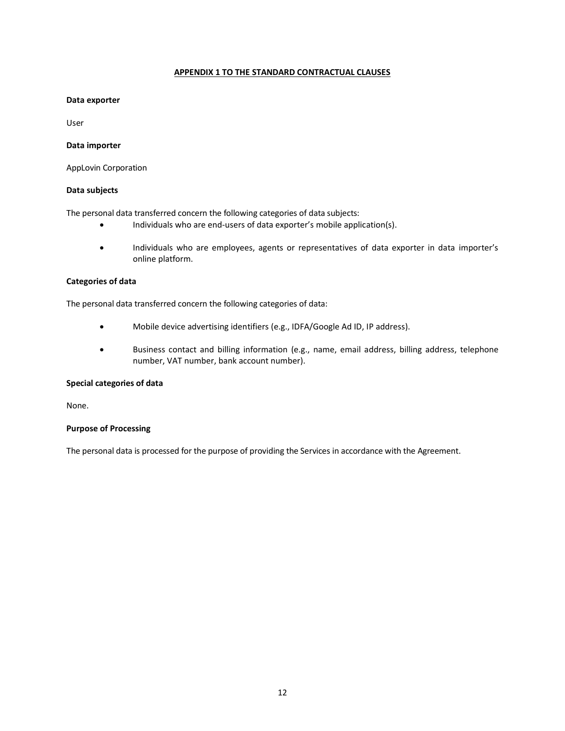## APPENDIX 1 TO THE STANDARD CONTRACTUAL CLAUSES

**Data exporter**

User

**Data importer**

AppLovin Corporation

**Data subjects**

The personal data transferred concern the following categories of data subjects:

- Individuals who are end-users of data exporter's mobile application(s).
- Individuals who are employees, agents or representatives of data exporter in data importer's online platform.

**Categories of data**

The personal data transferred concern the following categories of data:

- Mobile device advertising identifiers (e.g., IDFA/Google Ad ID, IP address).
- Business contact and billing information (e.g., name, email address, billing address, telephone number, VAT number, bank account number).

**Special categories of data**

None.

**Purpose of Processing**

The personal data is processed for the purpose of providing the Services in accordance with the Agreement.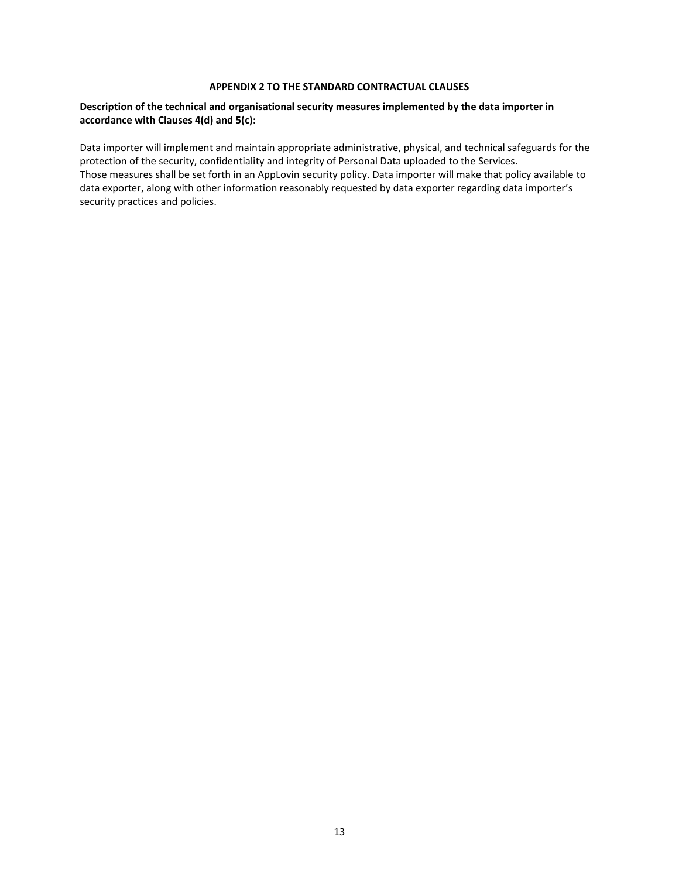## APPENDIX 2 TO THE STANDARD CONTRACTUAL CLAUSES

**Description of the technical and organisational security measures implemented by the data importer in accordance with Clauses 4(d) and 5(c):**

Data importer will implement and maintain appropriate administrative, physical, and technical safeguards for the protection of the security, confidentiality and integrity of Personal Data uploaded to the Services.
Those measures shall be set forth in an AppLovin security policy. Data importer will make that policy available to data exporter, along with other information reasonably requested by data exporter regarding data importer's security practices and policies.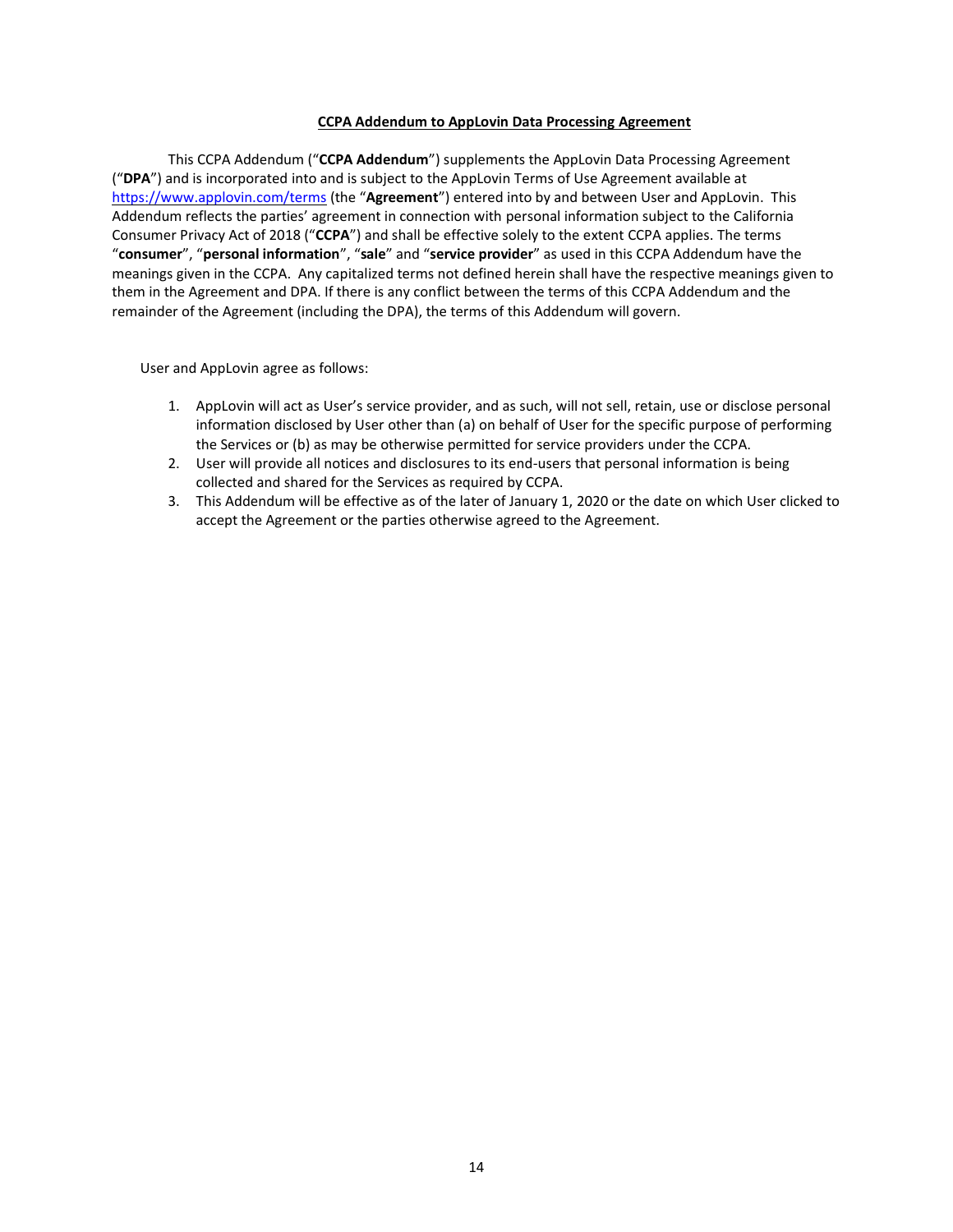**CCPA Addendum to AppLovin Data Processing Agreement**

This CCPA Addendum ("**CCPA Addendum**") supplements the AppLovin Data Processing Agreement ("**DPA**") and is incorporated into and is subject to the AppLovin Terms of Use Agreement available at https://www.applovin.com/terms (the "**Agreement**") entered into by and between User and AppLovin. This Addendum reflects the parties' agreement in connection with personal information subject to the California Consumer Privacy Act of 2018 ("**CCPA**") and shall be effective solely to the extent CCPA applies. The terms "**consumer**", "**personal information**", "**sale**" and "**service provider**" as used in this CCPA Addendum have the meanings given in the CCPA. Any capitalized terms not defined herein shall have the respective meanings given to them in the Agreement and DPA. If there is any conflict between the terms of this CCPA Addendum and the remainder of the Agreement (including the DPA), the terms of this Addendum will govern.

User and AppLovin agree as follows:

1. AppLovin will act as User's service provider, and as such, will not sell, retain, use or disclose personal information disclosed by User other than (a) on behalf of User for the specific purpose of performing the Services or (b) as may be otherwise permitted for service providers under the CCPA.
2. User will provide all notices and disclosures to its end-users that personal information is being collected and shared for the Services as required by CCPA.
3. This Addendum will be effective as of the later of January 1, 2020 or the date on which User clicked to accept the Agreement or the parties otherwise agreed to the Agreement.